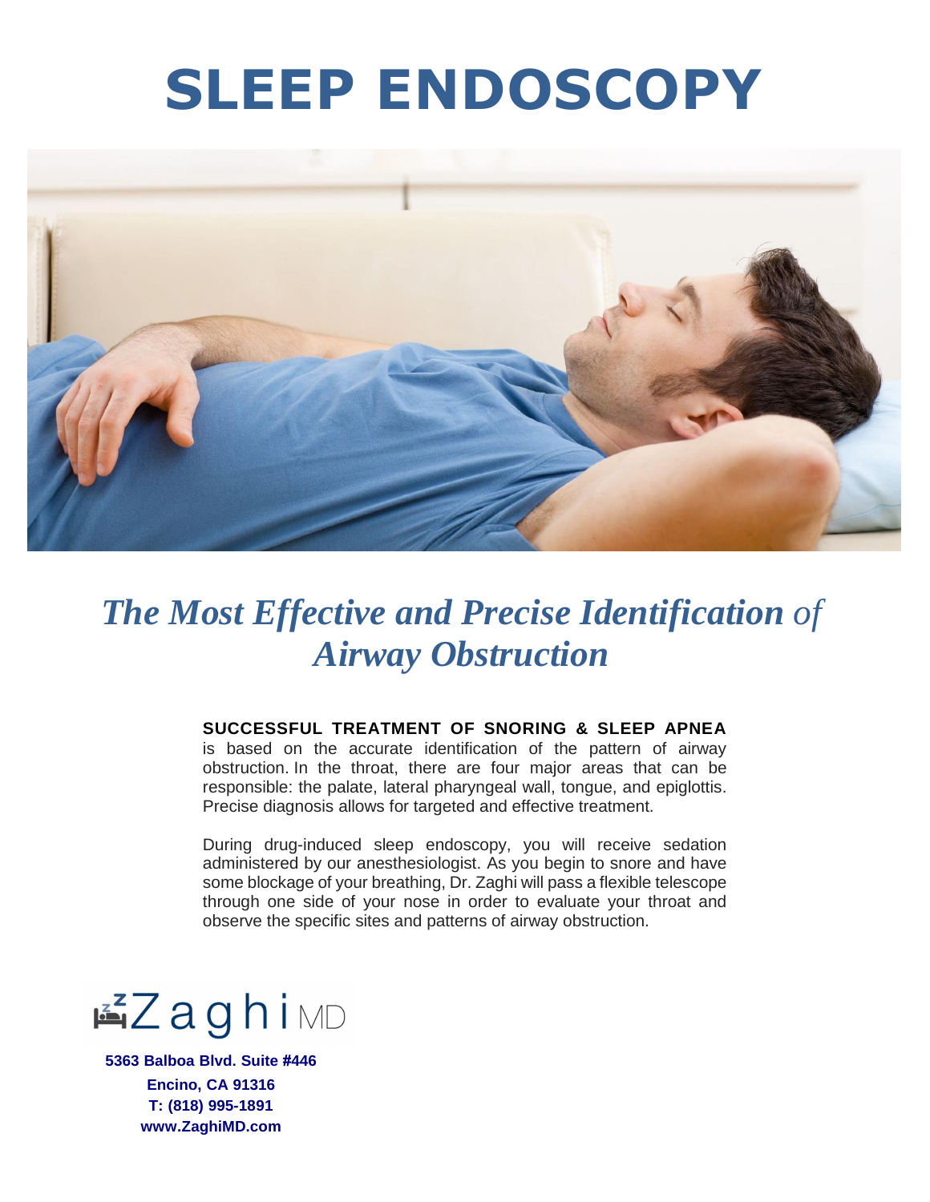# SLEEP ENDOSCOPY

## *The Most Effective and Precise Identification of Airway Obstruction*

**SUCCESSFUL TREATMENT OF SNORING & SLEEP APNEA** is based on the accurate identification of the pattern of airway obstruction. In the throat, there are four major areas that can be responsible: the palate, lateral pharyngeal wall, tongue, and epiglottis. Precise diagnosis allows for targeted and effective treatment.

During drug-induced sleep endoscopy, you will receive sedation administered by our anesthesiologist. As you begin to snore and have some blockage of your breathing, Dr. Zaghi will pass a flexible telescope through one side of your nose in order to evaluate your throat and observe the specific sites and patterns of airway obstruction.

Zaghi MD

**5363 Balboa Blvd. Suite #446**
**Encino, CA 91316**
**T: (818) 995-1891**
**www.ZaghiMD.com**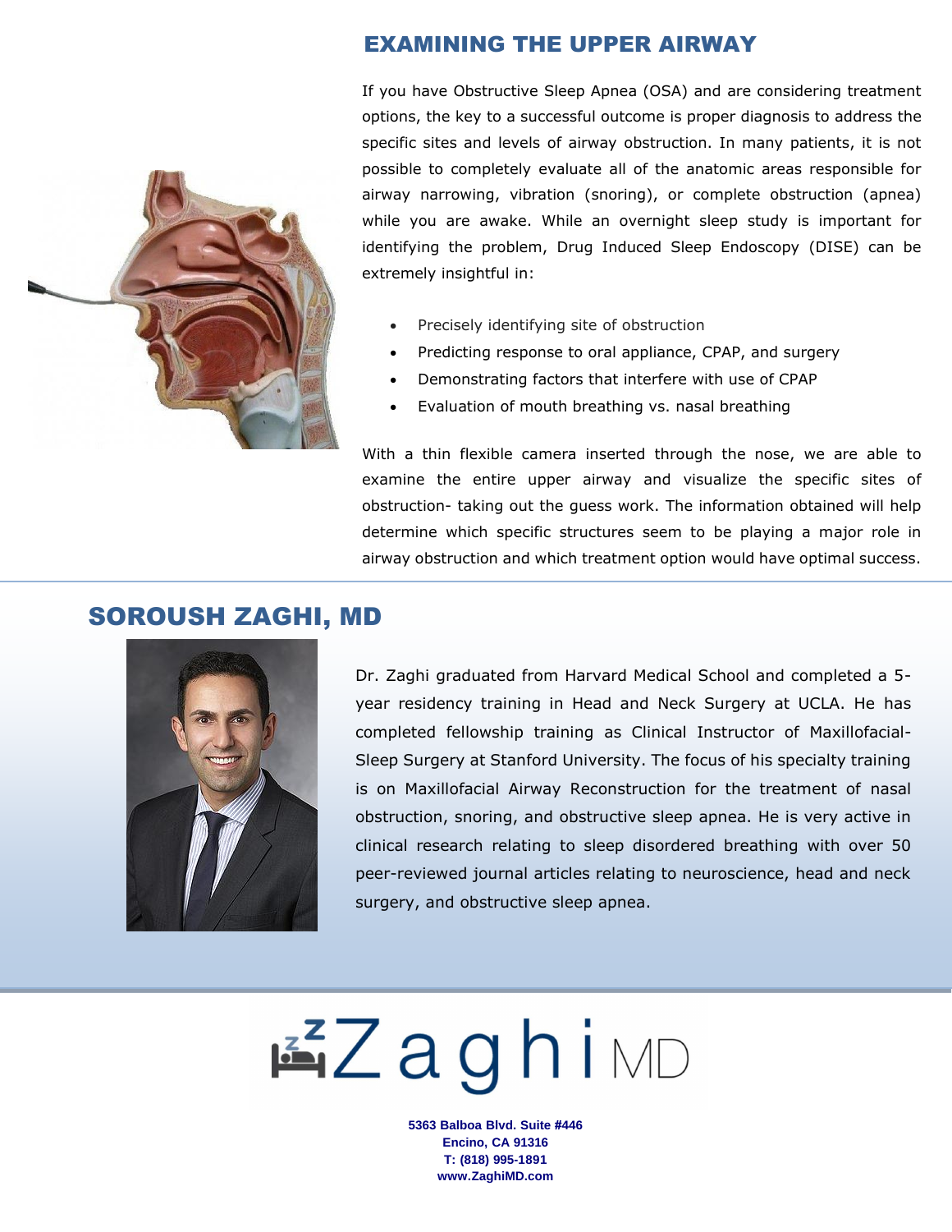## EXAMINING THE UPPER AIRWAY

If you have Obstructive Sleep Apnea (OSA) and are considering treatment options, the key to a successful outcome is proper diagnosis to address the specific sites and levels of airway obstruction. In many patients, it is not possible to completely evaluate all of the anatomic areas responsible for airway narrowing, vibration (snoring), or complete obstruction (apnea) while you are awake. While an overnight sleep study is important for identifying the problem, Drug Induced Sleep Endoscopy (DISE) can be extremely insightful in:

- Precisely identifying site of obstruction
- Predicting response to oral appliance, CPAP, and surgery
- Demonstrating factors that interfere with use of CPAP
- Evaluation of mouth breathing vs. nasal breathing

With a thin flexible camera inserted through the nose, we are able to examine the entire upper airway and visualize the specific sites of obstruction- taking out the guess work. The information obtained will help determine which specific structures seem to be playing a major role in airway obstruction and which treatment option would have optimal success.

## SOROUSH ZAGHI, MD

Dr. Zaghi graduated from Harvard Medical School and completed a 5-year residency training in Head and Neck Surgery at UCLA. He has completed fellowship training as Clinical Instructor of Maxillofacial-Sleep Surgery at Stanford University. The focus of his specialty training is on Maxillofacial Airway Reconstruction for the treatment of nasal obstruction, snoring, and obstructive sleep apnea. He is very active in clinical research relating to sleep disordered breathing with over 50 peer-reviewed journal articles relating to neuroscience, head and neck surgery, and obstructive sleep apnea.

Zaghi MD

**5363 Balboa Blvd. Suite #446**
**Encino, CA 91316**
**T: (818) 995-1891**
**www.ZaghiMD.com**